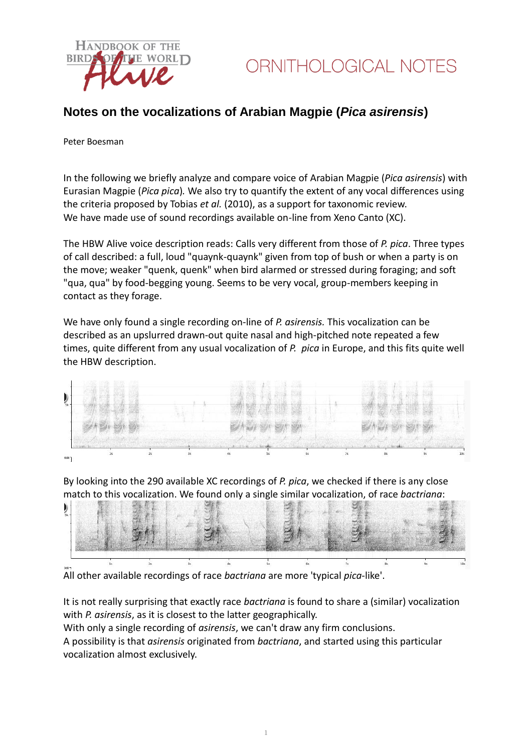# Notes on the vocalizations of Arabian Magpie (*Pica asirensis*)

Peter Boesman

In the following we briefly analyze and compare voice of Arabian Magpie (*Pica asirensis*) with Eurasian Magpie (*Pica pica*). We also try to quantify the extent of any vocal differences using the criteria proposed by Tobias *et al.* (2010), as a support for taxonomic review.
We have made use of sound recordings available on-line from Xeno Canto (XC).

The HBW Alive voice description reads: Calls very different from those of *P. pica*. Three types of call described: a full, loud "quaynk-quaynk" given from top of bush or when a party is on the move; weaker "quenk, quenk" when bird alarmed or stressed during foraging; and soft "qua, qua" by food-begging young. Seems to be very vocal, group-members keeping in contact as they forage.

We have only found a single recording on-line of *P. asirensis.* This vocalization can be described as an upslurred drawn-out quite nasal and high-pitched note repeated a few times, quite different from any usual vocalization of *P. pica* in Europe, and this fits quite well the HBW description.

By looking into the 290 available XC recordings of *P. pica*, we checked if there is any close match to this vocalization. We found only a single similar vocalization, of race *bactriana*:

All other available recordings of race *bactriana* are more 'typical *pica*-like'.

It is not really surprising that exactly race *bactriana* is found to share a (similar) vocalization with *P. asirensis*, as it is closest to the latter geographically.
With only a single recording of *asirensis*, we can't draw any firm conclusions.
A possibility is that *asirensis* originated from *bactriana*, and started using this particular vocalization almost exclusively.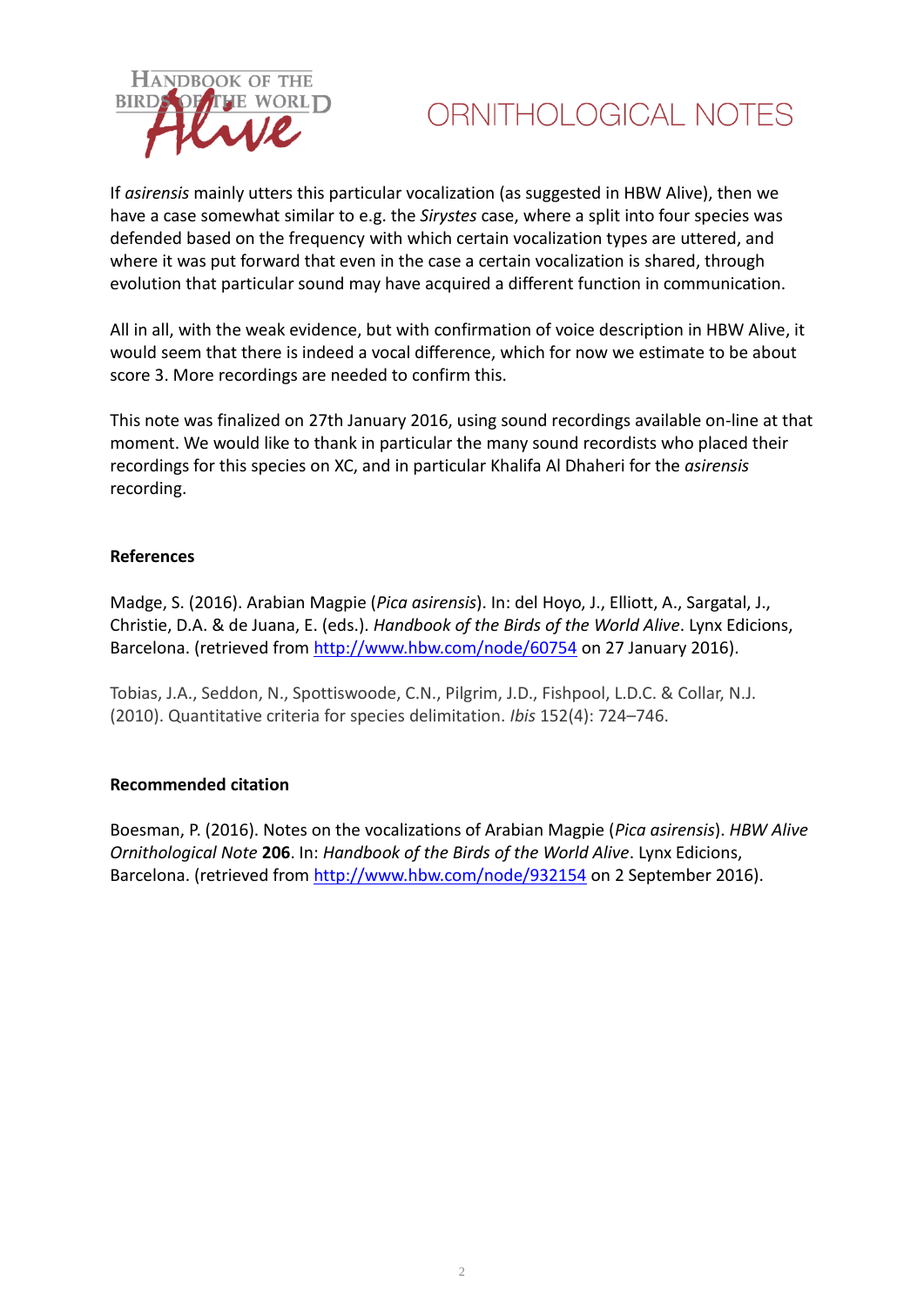If *asirensis* mainly utters this particular vocalization (as suggested in HBW Alive), then we have a case somewhat similar to e.g. the *Sirystes* case, where a split into four species was defended based on the frequency with which certain vocalization types are uttered, and where it was put forward that even in the case a certain vocalization is shared, through evolution that particular sound may have acquired a different function in communication.

All in all, with the weak evidence, but with confirmation of voice description in HBW Alive, it would seem that there is indeed a vocal difference, which for now we estimate to be about score 3. More recordings are needed to confirm this.

This note was finalized on 27th January 2016, using sound recordings available on-line at that moment. We would like to thank in particular the many sound recordists who placed their recordings for this species on XC, and in particular Khalifa Al Dhaheri for the *asirensis* recording.

**References**

Madge, S. (2016). Arabian Magpie (*Pica asirensis*). In: del Hoyo, J., Elliott, A., Sargatal, J., Christie, D.A. & de Juana, E. (eds.). *Handbook of the Birds of the World Alive*. Lynx Edicions, Barcelona. (retrieved from http://www.hbw.com/node/60754 on 27 January 2016).

Tobias, J.A., Seddon, N., Spottiswoode, C.N., Pilgrim, J.D., Fishpool, L.D.C. & Collar, N.J. (2010). Quantitative criteria for species delimitation. *Ibis* 152(4): 724–746.

**Recommended citation**

Boesman, P. (2016). Notes on the vocalizations of Arabian Magpie (*Pica asirensis*). *HBW Alive Ornithological Note* **206**. In: *Handbook of the Birds of the World Alive*. Lynx Edicions, Barcelona. (retrieved from http://www.hbw.com/node/932154 on 2 September 2016).